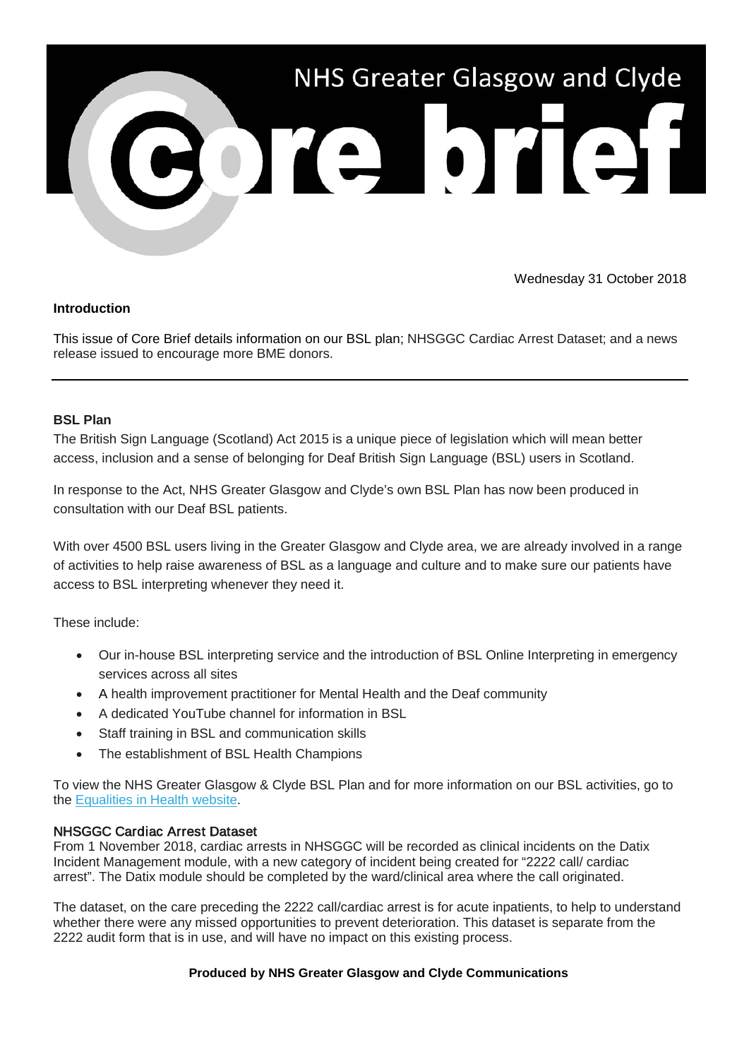# NHS Greater Glasgow and Clyde Core brief

Wednesday 31 October 2018

**Introduction**

This issue of Core Brief details information on our BSL plan; NHSGGC Cardiac Arrest Dataset; and a news release issued to encourage more BME donors.

---

**BSL Plan**

The British Sign Language (Scotland) Act 2015 is a unique piece of legislation which will mean better access, inclusion and a sense of belonging for Deaf British Sign Language (BSL) users in Scotland.

In response to the Act, NHS Greater Glasgow and Clyde's own BSL Plan has now been produced in consultation with our Deaf BSL patients.

With over 4500 BSL users living in the Greater Glasgow and Clyde area, we are already involved in a range of activities to help raise awareness of BSL as a language and culture and to make sure our patients have access to BSL interpreting whenever they need it.

These include:

- Our in-house BSL interpreting service and the introduction of BSL Online Interpreting in emergency services across all sites
- A health improvement practitioner for Mental Health and the Deaf community
- A dedicated YouTube channel for information in BSL
- Staff training in BSL and communication skills
- The establishment of BSL Health Champions

To view the NHS Greater Glasgow & Clyde BSL Plan and for more information on our BSL activities, go to the Equalities in Health website.

NHSGGC Cardiac Arrest Dataset

From 1 November 2018, cardiac arrests in NHSGGC will be recorded as clinical incidents on the Datix Incident Management module, with a new category of incident being created for "2222 call/ cardiac arrest". The Datix module should be completed by the ward/clinical area where the call originated.

The dataset, on the care preceding the 2222 call/cardiac arrest is for acute inpatients, to help to understand whether there were any missed opportunities to prevent deterioration. This dataset is separate from the 2222 audit form that is in use, and will have no impact on this existing process.

**Produced by NHS Greater Glasgow and Clyde Communications**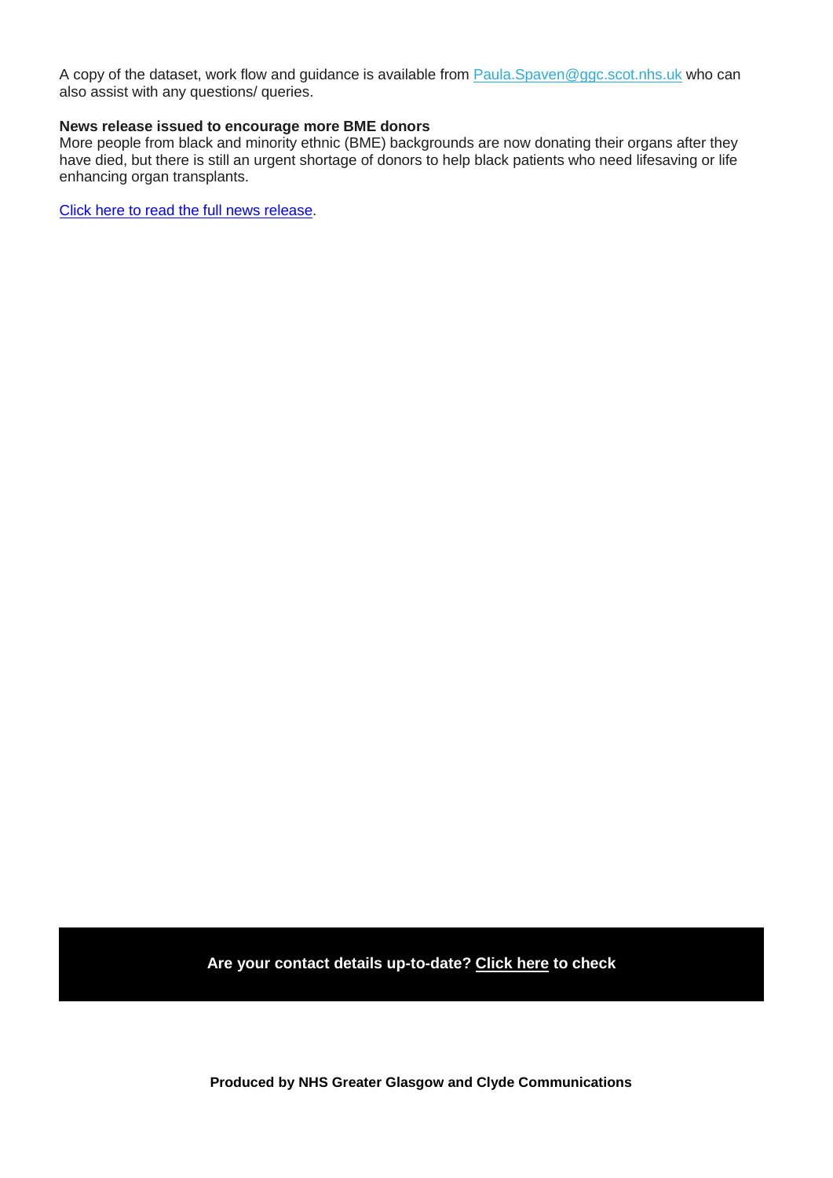A copy of the dataset, work flow and guidance is available from [Paula.Spaven@ggc.scot.nhs.uk](mailto:Paula.Spaven@ggc.scot.nhs.uk) who can also assist with any questions/ queries.

**News release issued to encourage more BME donors**

More people from black and minority ethnic (BME) backgrounds are now donating their organs after they have died, but there is still an urgent shortage of donors to help black patients who need lifesaving or life enhancing organ transplants.

Click here to read the full news release.

**Are your contact details up-to-date? Click here to check**

**Produced by NHS Greater Glasgow and Clyde Communications**